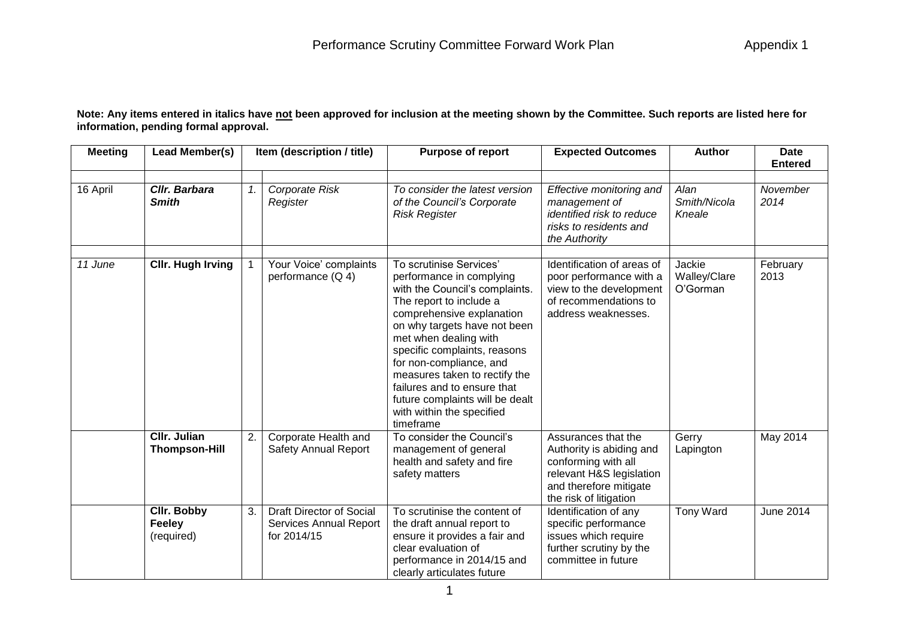# Performance Scrutiny Committee Forward Work Plan

Appendix 1

**Note: Any items entered in italics have <u>not</u> been approved for inclusion at the meeting shown by the Committee. Such reports are listed here for information, pending formal approval.**

| Meeting | Lead Member(s) | | Item (description / title) | Purpose of report | Expected Outcomes | Author | Date Entered |
|---|---|---|---|---|---|---|---|
| | | | | | | | |
| 16 April | ***Cllr. Barbara Smith*** | *1.* | *Corporate Risk Register* | *To consider the latest version of the Council's Corporate Risk Register* | *Effective monitoring and management of identified risk to reduce risks to residents and the Authority* | *Alan Smith/Nicola Kneale* | *November 2014* |
| | | | | | | | |
| *11 June* | **Cllr. Hugh Irving** | 1 | Your Voice' complaints performance (Q 4) | To scrutinise Services' performance in complying with the Council's complaints. The report to include a comprehensive explanation on why targets have not been met when dealing with specific complaints, reasons for non-compliance, and measures taken to rectify the failures and to ensure that future complaints will be dealt with within the specified timeframe | Identification of areas of poor performance with a view to the development of recommendations to address weaknesses. | Jackie Walley/Clare O'Gorman | February 2013 |
| | **Cllr. Julian Thompson-Hill** | 2. | Corporate Health and Safety Annual Report | To consider the Council's management of general health and safety and fire safety matters | Assurances that the Authority is abiding and conforming with all relevant H&S legislation and therefore mitigate the risk of litigation | Gerry Lapington | May 2014 |
| | **Cllr. Bobby Feeley** (required) | 3. | Draft Director of Social Services Annual Report for 2014/15 | To scrutinise the content of the draft annual report to ensure it provides a fair and clear evaluation of performance in 2014/15 and clearly articulates future | Identification of any specific performance issues which require further scrutiny by the committee in future | Tony Ward | June 2014 |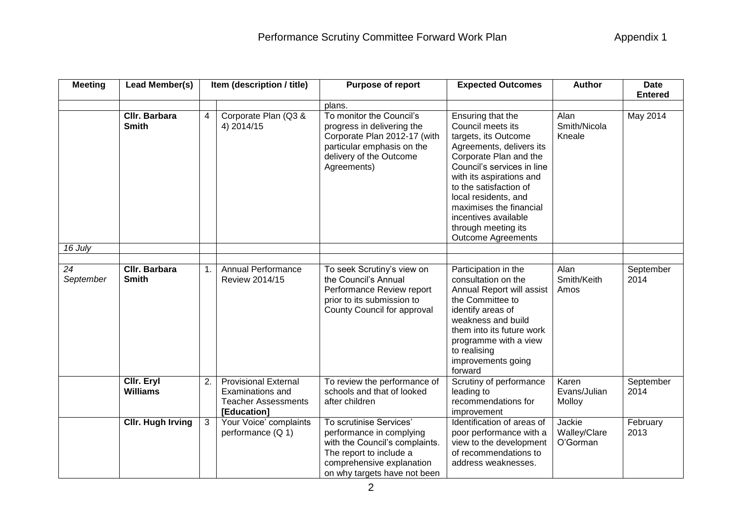| Meeting | Lead Member(s) | Item (description / title) | | Purpose of report | Expected Outcomes | Author | Date Entered |
|---|---|---|---|---|---|---|---|
| | | | | plans. | | | |
| | **Cllr. Barbara Smith** | 4 | Corporate Plan (Q3 & 4) 2014/15 | To monitor the Council's progress in delivering the Corporate Plan 2012-17 (with particular emphasis on the delivery of the Outcome Agreements) | Ensuring that the Council meets its targets, its Outcome Agreements, delivers its Corporate Plan and the Council's services in line with its aspirations and to the satisfaction of local residents, and maximises the financial incentives available through meeting its Outcome Agreements | Alan Smith/Nicola Kneale | May 2014 |
| *16 July* | | | | | | | |
| | | | | | | | |
| *24 September* | **Cllr. Barbara Smith** | 1. | Annual Performance Review 2014/15 | To seek Scrutiny's view on the Council's Annual Performance Review report prior to its submission to County Council for approval | Participation in the consultation on the Annual Report will assist the Committee to identify areas of weakness and build them into its future work programme with a view to realising improvements going forward | Alan Smith/Keith Amos | September 2014 |
| | **Cllr. Eryl Williams** | 2. | Provisional External Examinations and Teacher Assessments **[Education]** | To review the performance of schools and that of looked after children | Scrutiny of performance leading to recommendations for improvement | Karen Evans/Julian Molloy | September 2014 |
| | **Cllr. Hugh Irving** | 3 | Your Voice' complaints performance (Q 1) | To scrutinise Services' performance in complying with the Council's complaints. The report to include a comprehensive explanation on why targets have not been | Identification of areas of poor performance with a view to the development of recommendations to address weaknesses. | Jackie Walley/Clare O'Gorman | February 2013 |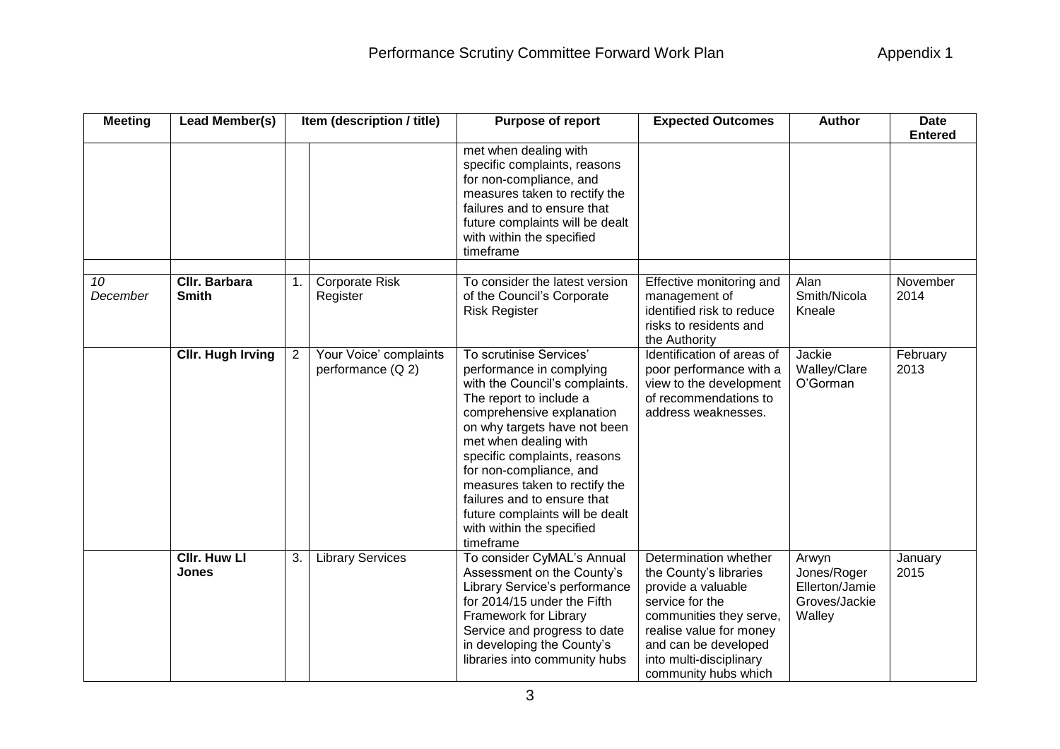| Meeting | Lead Member(s) | Item (description / title) | | Purpose of report | Expected Outcomes | Author | Date Entered |
|---|---|---|---|---|---|---|---|
| | | | | met when dealing with specific complaints, reasons for non-compliance, and measures taken to rectify the failures and to ensure that future complaints will be dealt with within the specified timeframe | | | |
| | | | | | | | |
| *10 December* | **Cllr. Barbara Smith** | 1. | Corporate Risk Register | To consider the latest version of the Council's Corporate Risk Register | Effective monitoring and management of identified risk to reduce risks to residents and the Authority | Alan Smith/Nicola Kneale | November 2014 |
| | **Cllr. Hugh Irving** | 2 | Your Voice' complaints performance (Q 2) | To scrutinise Services' performance in complying with the Council's complaints. The report to include a comprehensive explanation on why targets have not been met when dealing with specific complaints, reasons for non-compliance, and measures taken to rectify the failures and to ensure that future complaints will be dealt with within the specified timeframe | Identification of areas of poor performance with a view to the development of recommendations to address weaknesses. | Jackie Walley/Clare O'Gorman | February 2013 |
| | **Cllr. Huw Ll Jones** | 3. | Library Services | To consider CyMAL's Annual Assessment on the County's Library Service's performance for 2014/15 under the Fifth Framework for Library Service and progress to date in developing the County's libraries into community hubs | Determination whether the County's libraries provide a valuable service for the communities they serve, realise value for money and can be developed into multi-disciplinary community hubs which | Arwyn Jones/Roger Ellerton/Jamie Groves/Jackie Walley | January 2015 |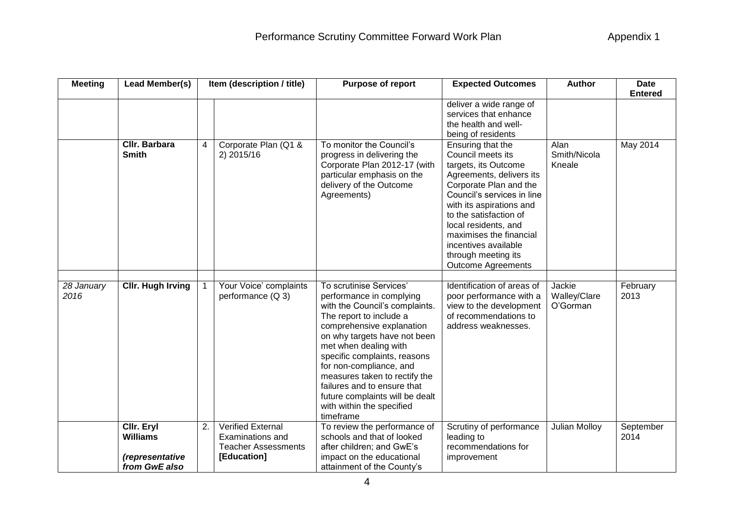| Meeting | Lead Member(s) | Item (description / title) | | Purpose of report | Expected Outcomes | Author | Date Entered |
|---|---|---|---|---|---|---|---|
| | | | | | deliver a wide range of services that enhance the health and well-being of residents | | |
| | **Cllr. Barbara Smith** | 4 | Corporate Plan (Q1 & 2) 2015/16 | To monitor the Council's progress in delivering the Corporate Plan 2012-17 (with particular emphasis on the delivery of the Outcome Agreements) | Ensuring that the Council meets its targets, its Outcome Agreements, delivers its Corporate Plan and the Council's services in line with its aspirations and to the satisfaction of local residents, and maximises the financial incentives available through meeting its Outcome Agreements | Alan Smith/Nicola Kneale | May 2014 |
| | | | | | | | |
| *28 January 2016* | **Cllr. Hugh Irving** | 1 | Your Voice' complaints performance (Q 3) | To scrutinise Services' performance in complying with the Council's complaints. The report to include a comprehensive explanation on why targets have not been met when dealing with specific complaints, reasons for non-compliance, and measures taken to rectify the failures and to ensure that future complaints will be dealt with within the specified timeframe | Identification of areas of poor performance with a view to the development of recommendations to address weaknesses. | Jackie Walley/Clare O'Gorman | February 2013 |
| | **Cllr. Eryl Williams** *(representative from GwE also* | 2. | Verified External Examinations and Teacher Assessments **[Education]** | To review the performance of schools and that of looked after children; and GwE's impact on the educational attainment of the County's | Scrutiny of performance leading to recommendations for improvement | Julian Molloy | September 2014 |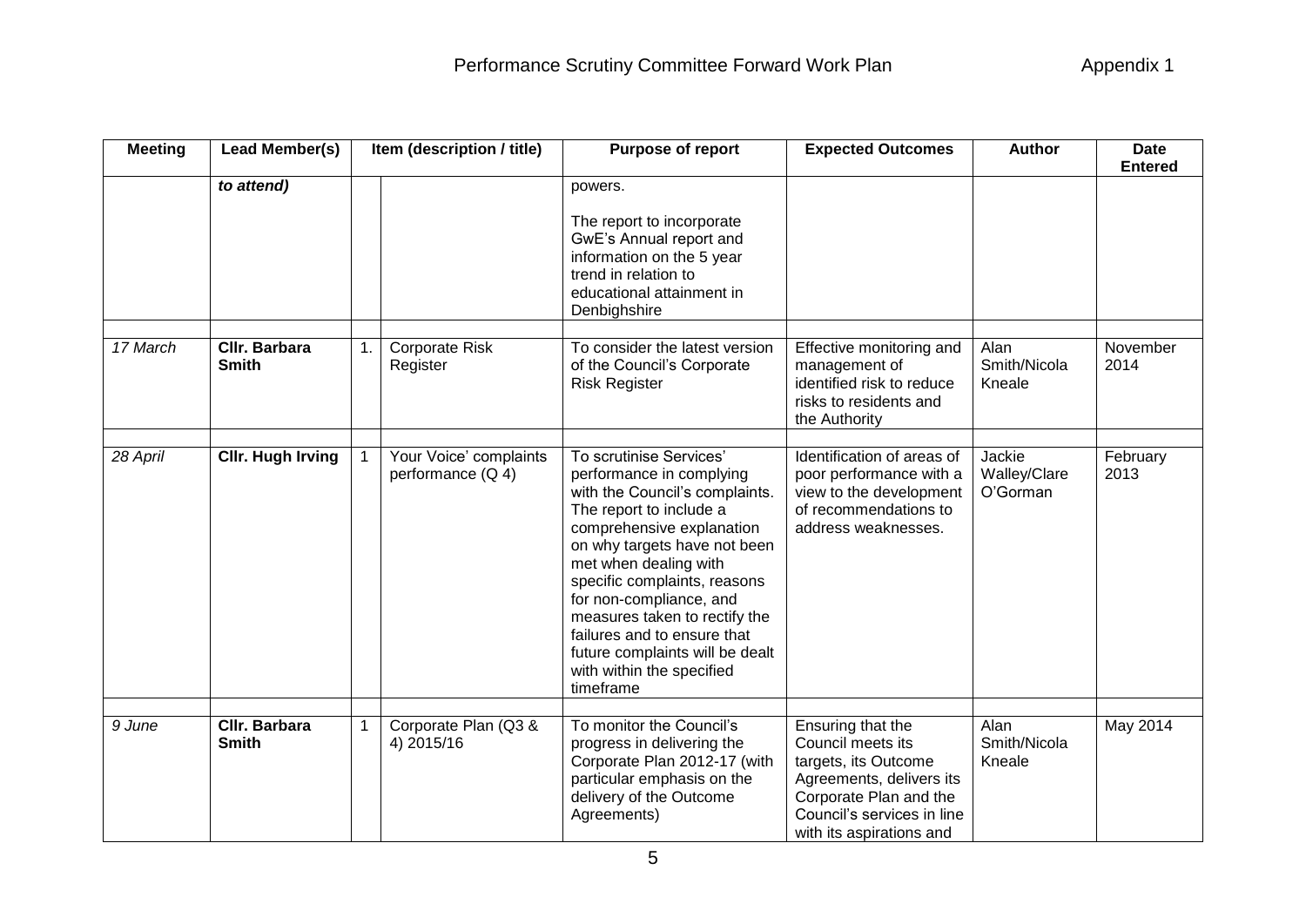# Performance Scrutiny Committee Forward Work Plan

Appendix 1

| Meeting | Lead Member(s) | Item (description / title) | | Purpose of report | Expected Outcomes | Author | Date Entered |
|---|---|---|---|---|---|---|---|
| | *to attend)* | | | powers.<br><br>The report to incorporate GwE's Annual report and information on the 5 year trend in relation to educational attainment in Denbighshire | | | |
| | | | | | | | |
| *17 March* | **Cllr. Barbara Smith** | 1. | Corporate Risk Register | To consider the latest version of the Council's Corporate Risk Register | Effective monitoring and management of identified risk to reduce risks to residents and the Authority | Alan Smith/Nicola Kneale | November 2014 |
| | | | | | | | |
| *28 April* | **Cllr. Hugh Irving** | 1 | Your Voice' complaints performance (Q 4) | To scrutinise Services' performance in complying with the Council's complaints. The report to include a comprehensive explanation on why targets have not been met when dealing with specific complaints, reasons for non-compliance, and measures taken to rectify the failures and to ensure that future complaints will be dealt with within the specified timeframe | Identification of areas of poor performance with a view to the development of recommendations to address weaknesses. | Jackie Walley/Clare O'Gorman | February 2013 |
| | | | | | | | |
| *9 June* | **Cllr. Barbara Smith** | 1 | Corporate Plan (Q3 & 4) 2015/16 | To monitor the Council's progress in delivering the Corporate Plan 2012-17 (with particular emphasis on the delivery of the Outcome Agreements) | Ensuring that the Council meets its targets, its Outcome Agreements, delivers its Corporate Plan and the Council's services in line with its aspirations and | Alan Smith/Nicola Kneale | May 2014 |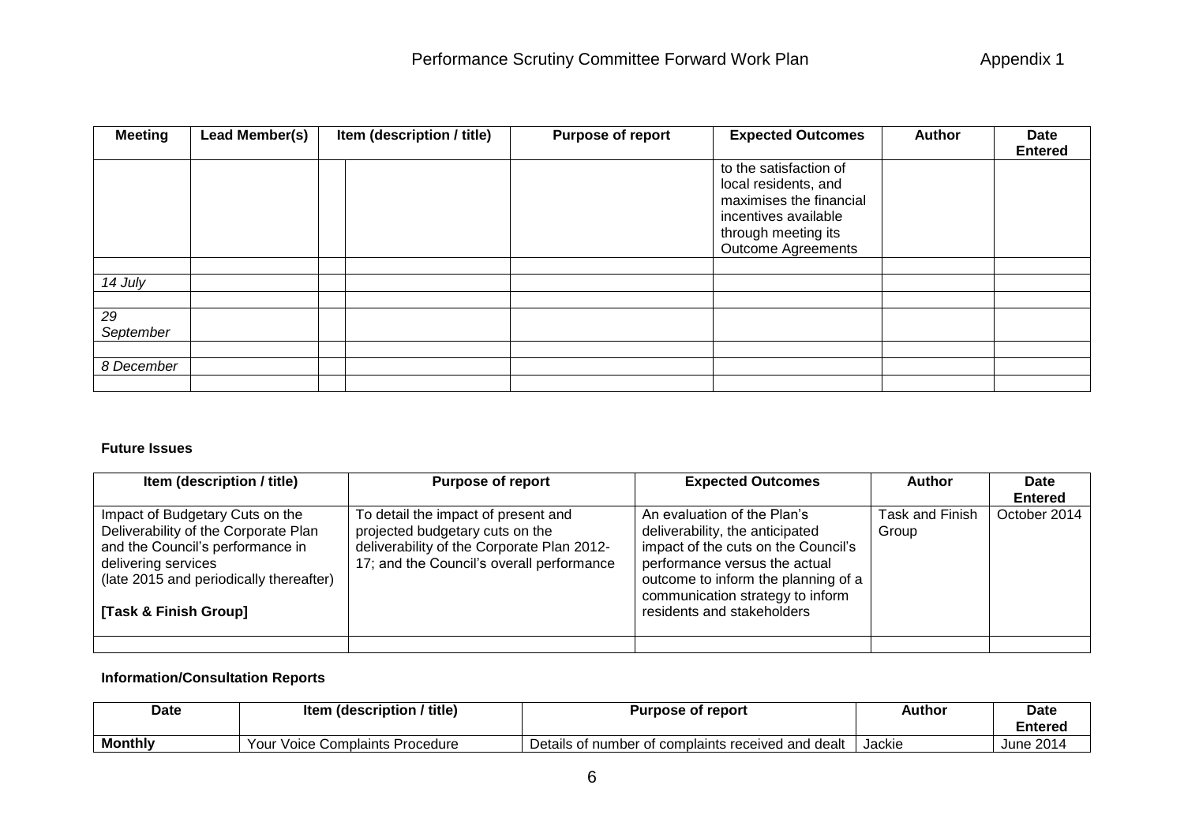| Meeting | Lead Member(s) | Item (description / title) | | Purpose of report | Expected Outcomes | Author | Date Entered |
|---|---|---|---|---|---|---|---|
| | | | | | to the satisfaction of local residents, and maximises the financial incentives available through meeting its Outcome Agreements | | |
| | | | | | | | |
| *14 July* | | | | | | | |
| | | | | | | | |
| *29 September* | | | | | | | |
| | | | | | | | |
| *8 December* | | | | | | | |
| | | | | | | | |

**Future Issues**

| Item (description / title) | Purpose of report | Expected Outcomes | Author | Date Entered |
|---|---|---|---|---|
| Impact of Budgetary Cuts on the Deliverability of the Corporate Plan and the Council's performance in delivering services (late 2015 and periodically thereafter)<br><br>**[Task & Finish Group]** | To detail the impact of present and projected budgetary cuts on the deliverability of the Corporate Plan 2012-17; and the Council's overall performance | An evaluation of the Plan's deliverability, the anticipated impact of the cuts on the Council's performance versus the actual outcome to inform the planning of a communication strategy to inform residents and stakeholders | Task and Finish Group | October 2014 |
| | | | | |

**Information/Consultation Reports**

| Date | Item (description / title) | Purpose of report | Author | Date Entered |
|---|---|---|---|---|
| **Monthly** | Your Voice Complaints Procedure | Details of number of complaints received and dealt | Jackie | June 2014 |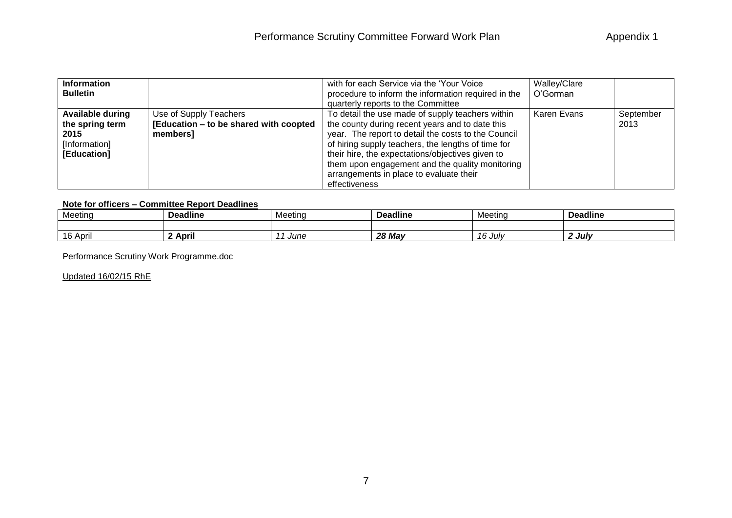| | | | | |
|---|---|---|---|---|
| **Information Bulletin** | | with for each Service via the 'Your Voice procedure to inform the information required in the quarterly reports to the Committee | Walley/Clare O'Gorman | |
| **Available during the spring term 2015** [Information] **[Education]** | Use of Supply Teachers **[Education – to be shared with coopted members]** | To detail the use made of supply teachers within the county during recent years and to date this year. The report to detail the costs to the Council of hiring supply teachers, the lengths of time for their hire, the expectations/objectives given to them upon engagement and the quality monitoring arrangements in place to evaluate their effectiveness | Karen Evans | September 2013 |

**Note for officers – Committee Report Deadlines**

| Meeting | **Deadline** | Meeting | **Deadline** | Meeting | **Deadline** |
|---|---|---|---|---|---|
| | | | | | |
| 16 April | **2 April** | *11 June* | ***28 May*** | *16 July* | ***2 July*** |

Performance Scrutiny Work Programme.doc

Updated 16/02/15 RhE